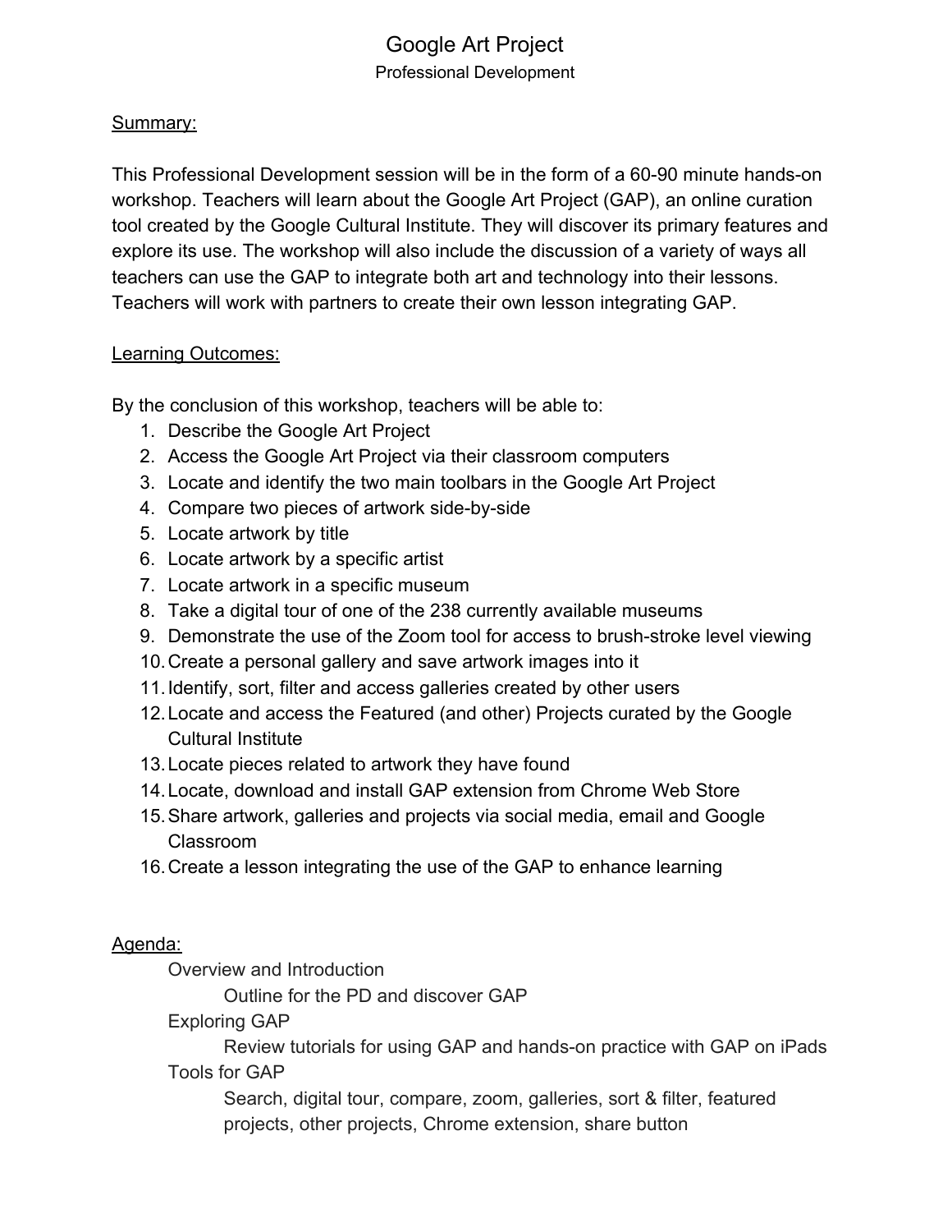# Google Art Project

Professional Development

## Summary:

This Professional Development session will be in the form of a 60-90 minute hands-on workshop. Teachers will learn about the Google Art Project (GAP), an online curation tool created by the Google Cultural Institute. They will discover its primary features and explore its use. The workshop will also include the discussion of a variety of ways all teachers can use the GAP to integrate both art and technology into their lessons. Teachers will work with partners to create their own lesson integrating GAP.

## Learning Outcomes:

By the conclusion of this workshop, teachers will be able to:

1. Describe the Google Art Project
2. Access the Google Art Project via their classroom computers
3. Locate and identify the two main toolbars in the Google Art Project
4. Compare two pieces of artwork side-by-side
5. Locate artwork by title
6. Locate artwork by a specific artist
7. Locate artwork in a specific museum
8. Take a digital tour of one of the 238 currently available museums
9. Demonstrate the use of the Zoom tool for access to brush-stroke level viewing
10. Create a personal gallery and save artwork images into it
11. Identify, sort, filter and access galleries created by other users
12. Locate and access the Featured (and other) Projects curated by the Google Cultural Institute
13. Locate pieces related to artwork they have found
14. Locate, download and install GAP extension from Chrome Web Store
15. Share artwork, galleries and projects via social media, email and Google Classroom
16. Create a lesson integrating the use of the GAP to enhance learning

## Agenda:

- Overview and Introduction
  - Outline for the PD and discover GAP
- Exploring GAP
  - Review tutorials for using GAP and hands-on practice with GAP on iPads
- Tools for GAP
  - Search, digital tour, compare, zoom, galleries, sort & filter, featured projects, other projects, Chrome extension, share button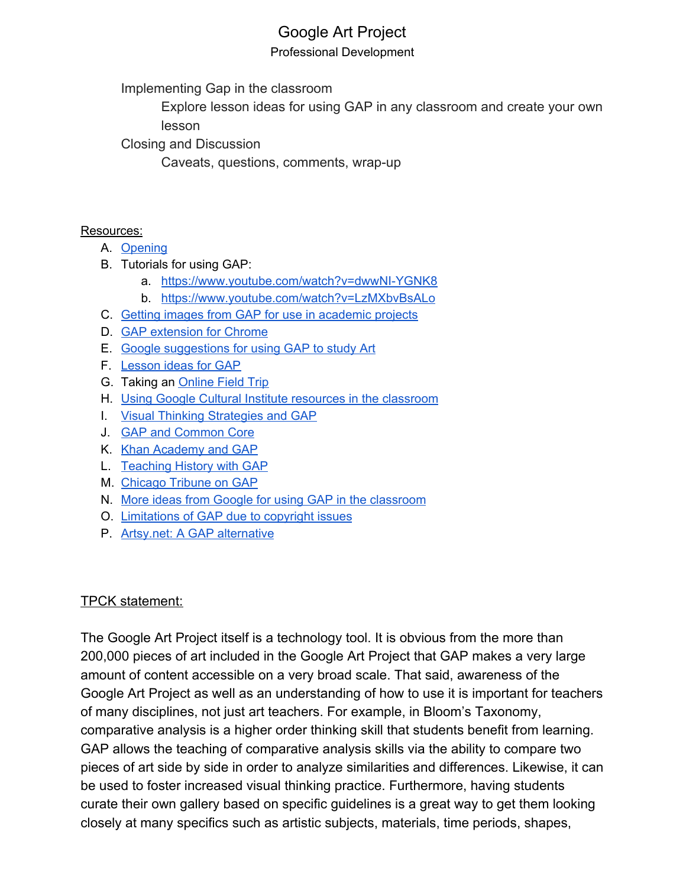# Google Art Project

Professional Development

- Implementing Gap in the classroom
    - Explore lesson ideas for using GAP in any classroom and create your own lesson
- Closing and Discussion
    - Caveats, questions, comments, wrap-up

Resources:

A. Opening
B. Tutorials for using GAP:
    a. https://www.youtube.com/watch?v=dwwNI-YGNK8
    b. https://www.youtube.com/watch?v=LzMXbvBsALo
C. Getting images from GAP for use in academic projects
D. GAP extension for Chrome
E. Google suggestions for using GAP to study Art
F. Lesson ideas for GAP
G. Taking an Online Field Trip
H. Using Google Cultural Institute resources in the classroom
I. Visual Thinking Strategies and GAP
J. GAP and Common Core
K. Khan Academy and GAP
L. Teaching History with GAP
M. Chicago Tribune on GAP
N. More ideas from Google for using GAP in the classroom
O. Limitations of GAP due to copyright issues
P. Artsy.net: A GAP alternative

TPCK statement:

The Google Art Project itself is a technology tool. It is obvious from the more than 200,000 pieces of art included in the Google Art Project that GAP makes a very large amount of content accessible on a very broad scale. That said, awareness of the Google Art Project as well as an understanding of how to use it is important for teachers of many disciplines, not just art teachers. For example, in Bloom's Taxonomy, comparative analysis is a higher order thinking skill that students benefit from learning. GAP allows the teaching of comparative analysis skills via the ability to compare two pieces of art side by side in order to analyze similarities and differences. Likewise, it can be used to foster increased visual thinking practice. Furthermore, having students curate their own gallery based on specific guidelines is a great way to get them looking closely at many specifics such as artistic subjects, materials, time periods, shapes,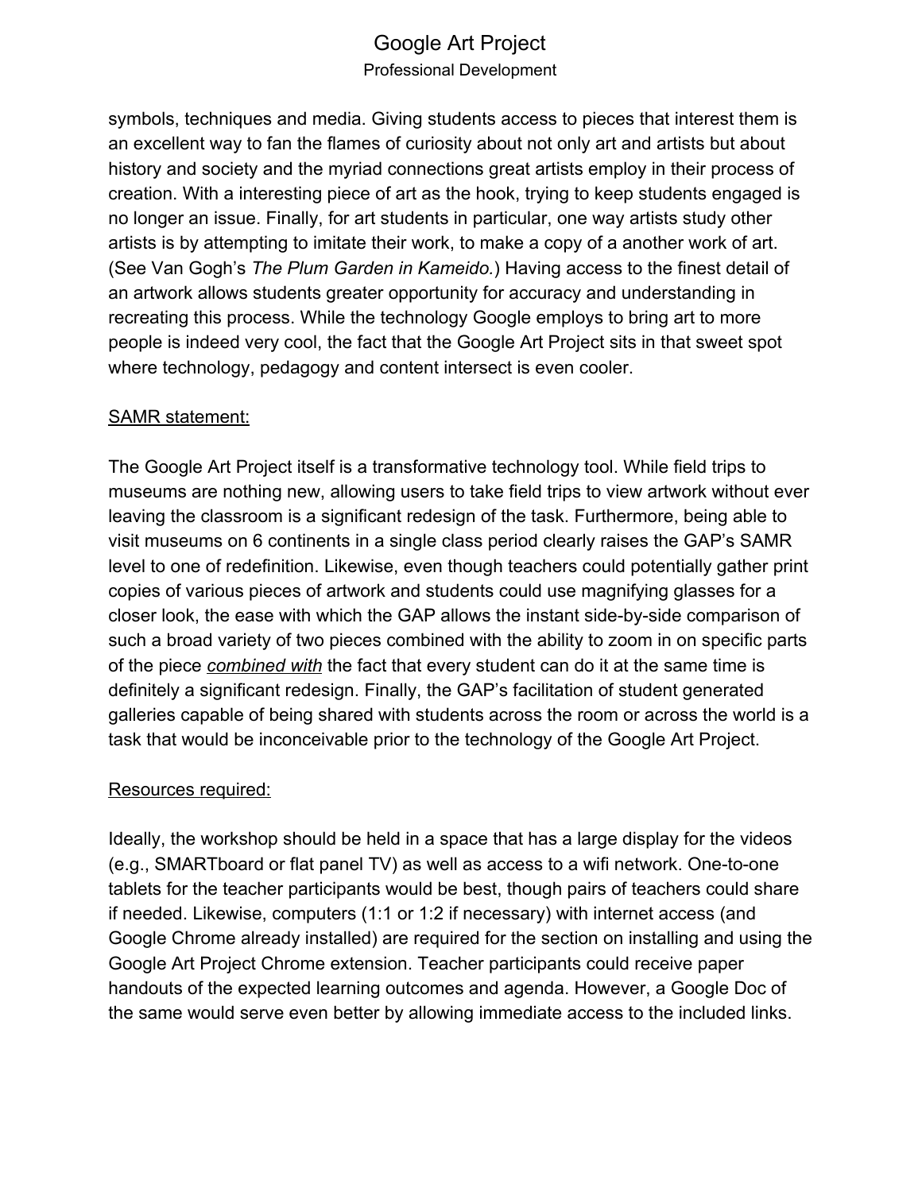symbols, techniques and media. Giving students access to pieces that interest them is an excellent way to fan the flames of curiosity about not only art and artists but about history and society and the myriad connections great artists employ in their process of creation. With a interesting piece of art as the hook, trying to keep students engaged is no longer an issue. Finally, for art students in particular, one way artists study other artists is by attempting to imitate their work, to make a copy of a another work of art. (See Van Gogh's *The Plum Garden in Kameido.*) Having access to the finest detail of an artwork allows students greater opportunity for accuracy and understanding in recreating this process. While the technology Google employs to bring art to more people is indeed very cool, the fact that the Google Art Project sits in that sweet spot where technology, pedagogy and content intersect is even cooler.

<u>SAMR statement:</u>

The Google Art Project itself is a transformative technology tool. While field trips to museums are nothing new, allowing users to take field trips to view artwork without ever leaving the classroom is a significant redesign of the task. Furthermore, being able to visit museums on 6 continents in a single class period clearly raises the GAP's SAMR level to one of redefinition. Likewise, even though teachers could potentially gather print copies of various pieces of artwork and students could use magnifying glasses for a closer look, the ease with which the GAP allows the instant side-by-side comparison of such a broad variety of two pieces combined with the ability to zoom in on specific parts of the piece <u>*combined with*</u> the fact that every student can do it at the same time is definitely a significant redesign. Finally, the GAP's facilitation of student generated galleries capable of being shared with students across the room or across the world is a task that would be inconceivable prior to the technology of the Google Art Project.

<u>Resources required:</u>

Ideally, the workshop should be held in a space that has a large display for the videos (e.g., SMARTboard or flat panel TV) as well as access to a wifi network. One-to-one tablets for the teacher participants would be best, though pairs of teachers could share if needed. Likewise, computers (1:1 or 1:2 if necessary) with internet access (and Google Chrome already installed) are required for the section on installing and using the Google Art Project Chrome extension. Teacher participants could receive paper handouts of the expected learning outcomes and agenda. However, a Google Doc of the same would serve even better by allowing immediate access to the included links.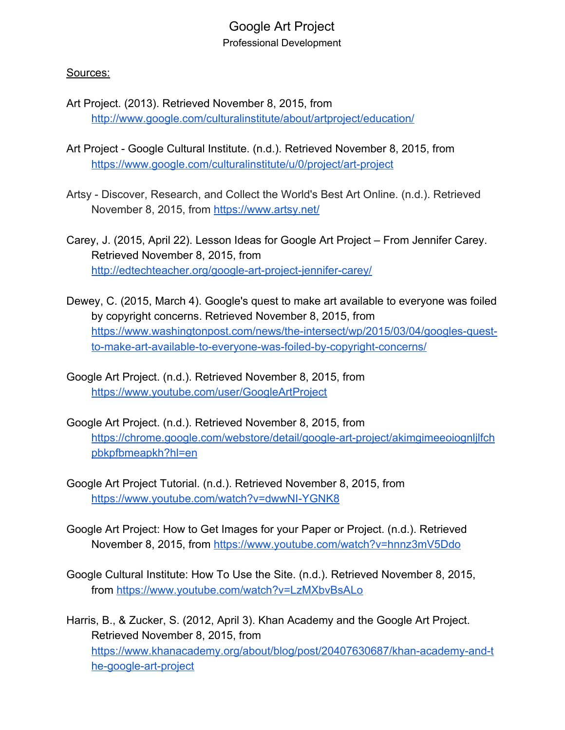# Google Art Project

Professional Development

Sources:

Art Project. (2013). Retrieved November 8, 2015, from http://www.google.com/culturalinstitute/about/artproject/education/

Art Project - Google Cultural Institute. (n.d.). Retrieved November 8, 2015, from https://www.google.com/culturalinstitute/u/0/project/art-project

Artsy - Discover, Research, and Collect the World's Best Art Online. (n.d.). Retrieved November 8, 2015, from https://www.artsy.net/

Carey, J. (2015, April 22). Lesson Ideas for Google Art Project – From Jennifer Carey. Retrieved November 8, 2015, from http://edtechteacher.org/google-art-project-jennifer-carey/

Dewey, C. (2015, March 4). Google's quest to make art available to everyone was foiled by copyright concerns. Retrieved November 8, 2015, from https://www.washingtonpost.com/news/the-intersect/wp/2015/03/04/googles-quest-to-make-art-available-to-everyone-was-foiled-by-copyright-concerns/

Google Art Project. (n.d.). Retrieved November 8, 2015, from https://www.youtube.com/user/GoogleArtProject

Google Art Project. (n.d.). Retrieved November 8, 2015, from https://chrome.google.com/webstore/detail/google-art-project/akimgimeeoiognljlfchpbkpfbmeapkh?hl=en

Google Art Project Tutorial. (n.d.). Retrieved November 8, 2015, from https://www.youtube.com/watch?v=dwwNI-YGNK8

Google Art Project: How to Get Images for your Paper or Project. (n.d.). Retrieved November 8, 2015, from https://www.youtube.com/watch?v=hnnz3mV5Ddo

Google Cultural Institute: How To Use the Site. (n.d.). Retrieved November 8, 2015, from https://www.youtube.com/watch?v=LzMXbvBsALo

Harris, B., & Zucker, S. (2012, April 3). Khan Academy and the Google Art Project. Retrieved November 8, 2015, from https://www.khanacademy.org/about/blog/post/20407630687/khan-academy-and-the-google-art-project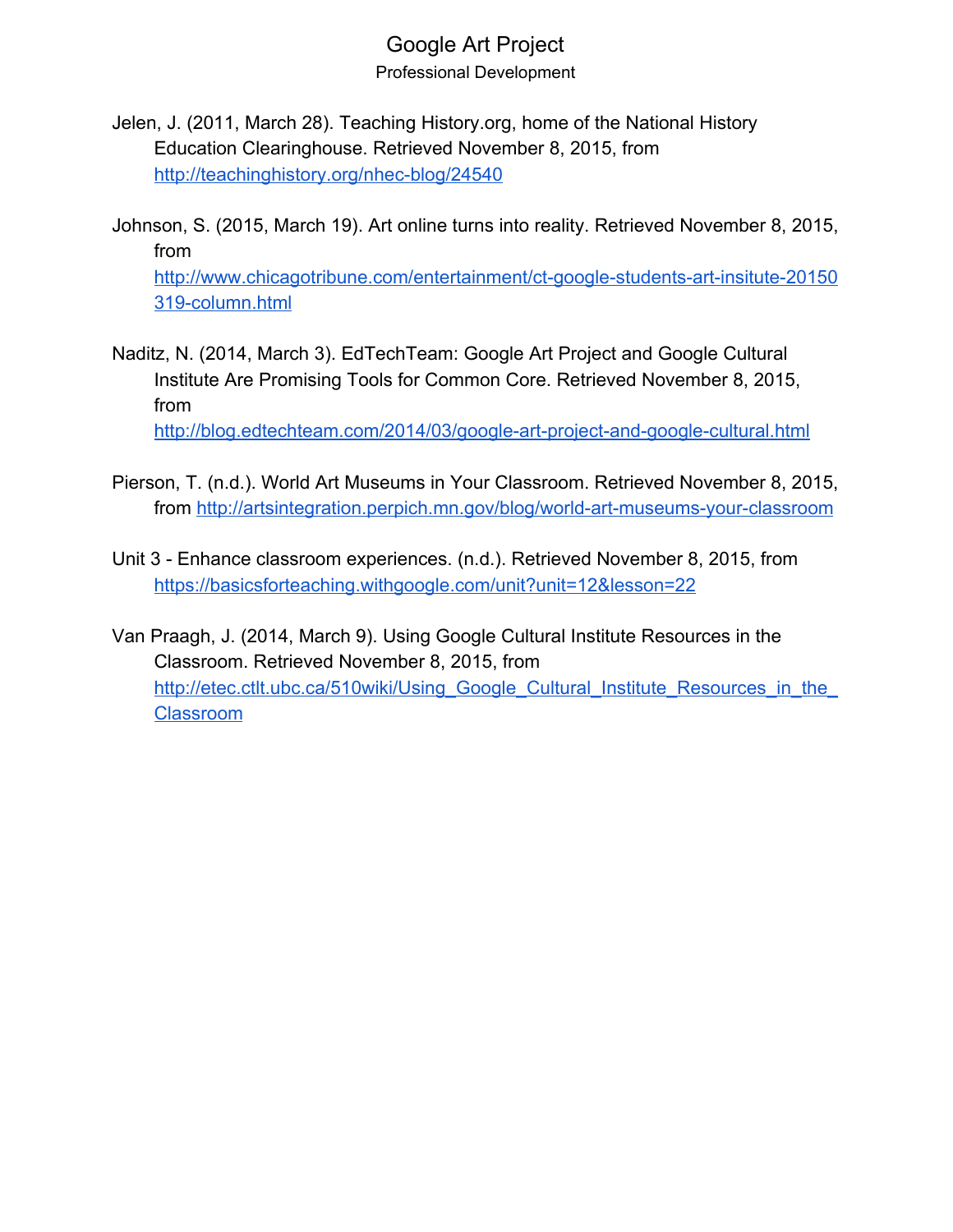Jelen, J. (2011, March 28). Teaching History.org, home of the National History Education Clearinghouse. Retrieved November 8, 2015, from http://teachinghistory.org/nhec-blog/24540

Johnson, S. (2015, March 19). Art online turns into reality. Retrieved November 8, 2015, from http://www.chicagotribune.com/entertainment/ct-google-students-art-insitute-20150319-column.html

Naditz, N. (2014, March 3). EdTechTeam: Google Art Project and Google Cultural Institute Are Promising Tools for Common Core. Retrieved November 8, 2015, from http://blog.edtechteam.com/2014/03/google-art-project-and-google-cultural.html

Pierson, T. (n.d.). World Art Museums in Your Classroom. Retrieved November 8, 2015, from http://artsintegration.perpich.mn.gov/blog/world-art-museums-your-classroom

Unit 3 - Enhance classroom experiences. (n.d.). Retrieved November 8, 2015, from https://basicsforteaching.withgoogle.com/unit?unit=12&lesson=22

Van Praagh, J. (2014, March 9). Using Google Cultural Institute Resources in the Classroom. Retrieved November 8, 2015, from http://etec.ctlt.ubc.ca/510wiki/Using_Google_Cultural_Institute_Resources_in_the_Classroom